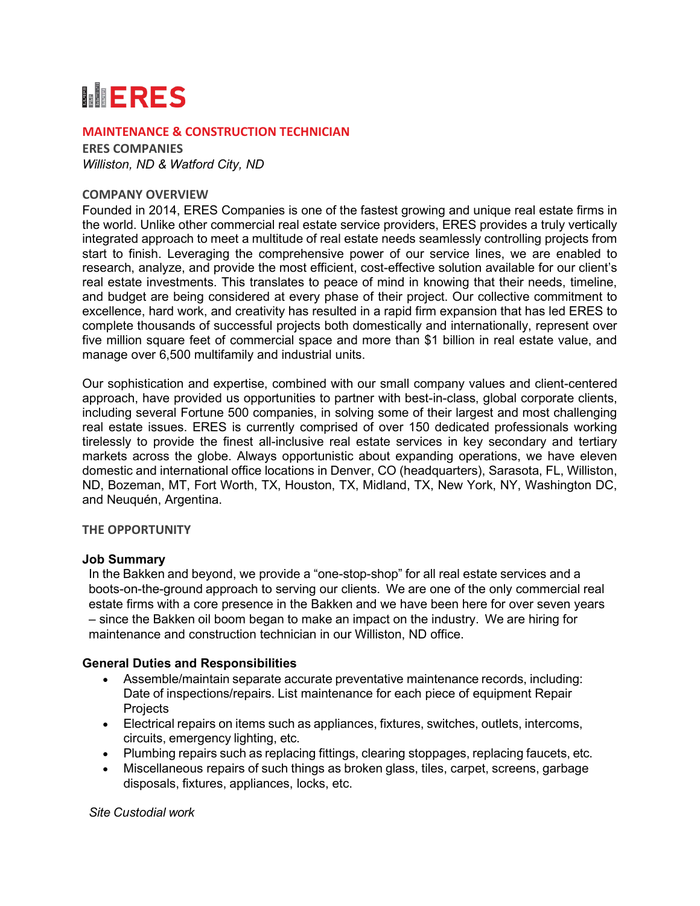# ERES

## MAINTENANCE & CONSTRUCTION TECHNICIAN

**ERES COMPANIES**

*Williston, ND & Watford City, ND*

### COMPANY OVERVIEW

Founded in 2014, ERES Companies is one of the fastest growing and unique real estate firms in the world. Unlike other commercial real estate service providers, ERES provides a truly vertically integrated approach to meet a multitude of real estate needs seamlessly controlling projects from start to finish. Leveraging the comprehensive power of our service lines, we are enabled to research, analyze, and provide the most efficient, cost-effective solution available for our client's real estate investments. This translates to peace of mind in knowing that their needs, timeline, and budget are being considered at every phase of their project. Our collective commitment to excellence, hard work, and creativity has resulted in a rapid firm expansion that has led ERES to complete thousands of successful projects both domestically and internationally, represent over five million square feet of commercial space and more than $1 billion in real estate value, and manage over 6,500 multifamily and industrial units.

Our sophistication and expertise, combined with our small company values and client-centered approach, have provided us opportunities to partner with best-in-class, global corporate clients, including several Fortune 500 companies, in solving some of their largest and most challenging real estate issues. ERES is currently comprised of over 150 dedicated professionals working tirelessly to provide the finest all-inclusive real estate services in key secondary and tertiary markets across the globe. Always opportunistic about expanding operations, we have eleven domestic and international office locations in Denver, CO (headquarters), Sarasota, FL, Williston, ND, Bozeman, MT, Fort Worth, TX, Houston, TX, Midland, TX, New York, NY, Washington DC, and Neuquén, Argentina.

### THE OPPORTUNITY

**Job Summary**

In the Bakken and beyond, we provide a "one-stop-shop" for all real estate services and a boots-on-the-ground approach to serving our clients. We are one of the only commercial real estate firms with a core presence in the Bakken and we have been here for over seven years – since the Bakken oil boom began to make an impact on the industry. We are hiring for maintenance and construction technician in our Williston, ND office.

**General Duties and Responsibilities**

- Assemble/maintain separate accurate preventative maintenance records, including: Date of inspections/repairs. List maintenance for each piece of equipment Repair Projects
- Electrical repairs on items such as appliances, fixtures, switches, outlets, intercoms, circuits, emergency lighting, etc.
- Plumbing repairs such as replacing fittings, clearing stoppages, replacing faucets, etc.
- Miscellaneous repairs of such things as broken glass, tiles, carpet, screens, garbage disposals, fixtures, appliances, locks, etc.

*Site Custodial work*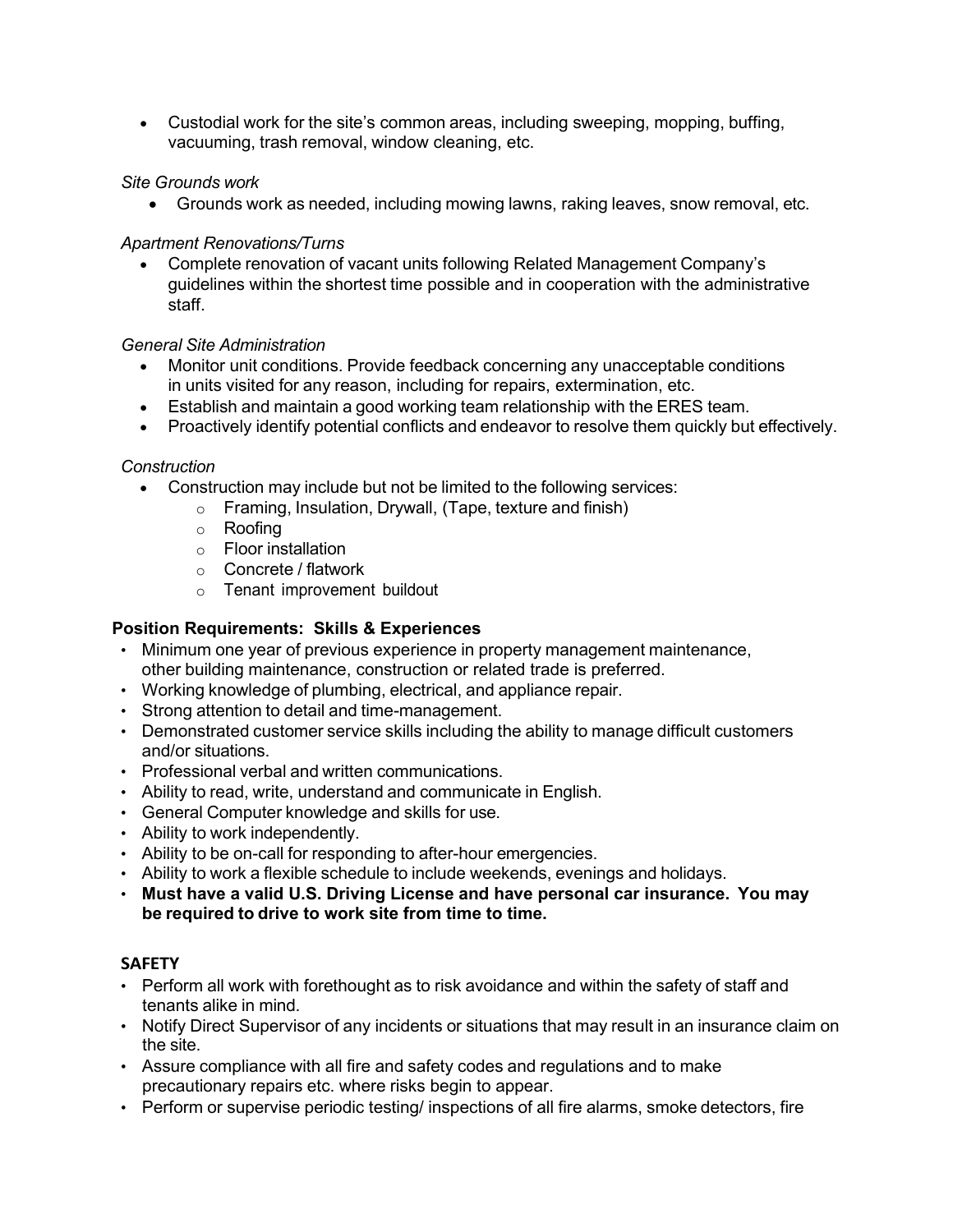- Custodial work for the site's common areas, including sweeping, mopping, buffing, vacuuming, trash removal, window cleaning, etc.

*Site Grounds work*

- Grounds work as needed, including mowing lawns, raking leaves, snow removal, etc.

*Apartment Renovations/Turns*

- Complete renovation of vacant units following Related Management Company's guidelines within the shortest time possible and in cooperation with the administrative staff.

*General Site Administration*

- Monitor unit conditions. Provide feedback concerning any unacceptable conditions in units visited for any reason, including for repairs, extermination, etc.
- Establish and maintain a good working team relationship with the ERES team.
- Proactively identify potential conflicts and endeavor to resolve them quickly but effectively.

*Construction*

- Construction may include but not be limited to the following services:
  - Framing, Insulation, Drywall, (Tape, texture and finish)
  - Roofing
  - Floor installation
  - Concrete / flatwork
  - Tenant improvement buildout

**Position Requirements: Skills & Experiences**

- Minimum one year of previous experience in property management maintenance, other building maintenance, construction or related trade is preferred.
- Working knowledge of plumbing, electrical, and appliance repair.
- Strong attention to detail and time-management.
- Demonstrated customer service skills including the ability to manage difficult customers and/or situations.
- Professional verbal and written communications.
- Ability to read, write, understand and communicate in English.
- General Computer knowledge and skills for use.
- Ability to work independently.
- Ability to be on-call for responding to after-hour emergencies.
- Ability to work a flexible schedule to include weekends, evenings and holidays.
- **Must have a valid U.S. Driving License and have personal car insurance. You may be required to drive to work site from time to time.**

**SAFETY**

- Perform all work with forethought as to risk avoidance and within the safety of staff and tenants alike in mind.
- Notify Direct Supervisor of any incidents or situations that may result in an insurance claim on the site.
- Assure compliance with all fire and safety codes and regulations and to make precautionary repairs etc. where risks begin to appear.
- Perform or supervise periodic testing/ inspections of all fire alarms, smoke detectors, fire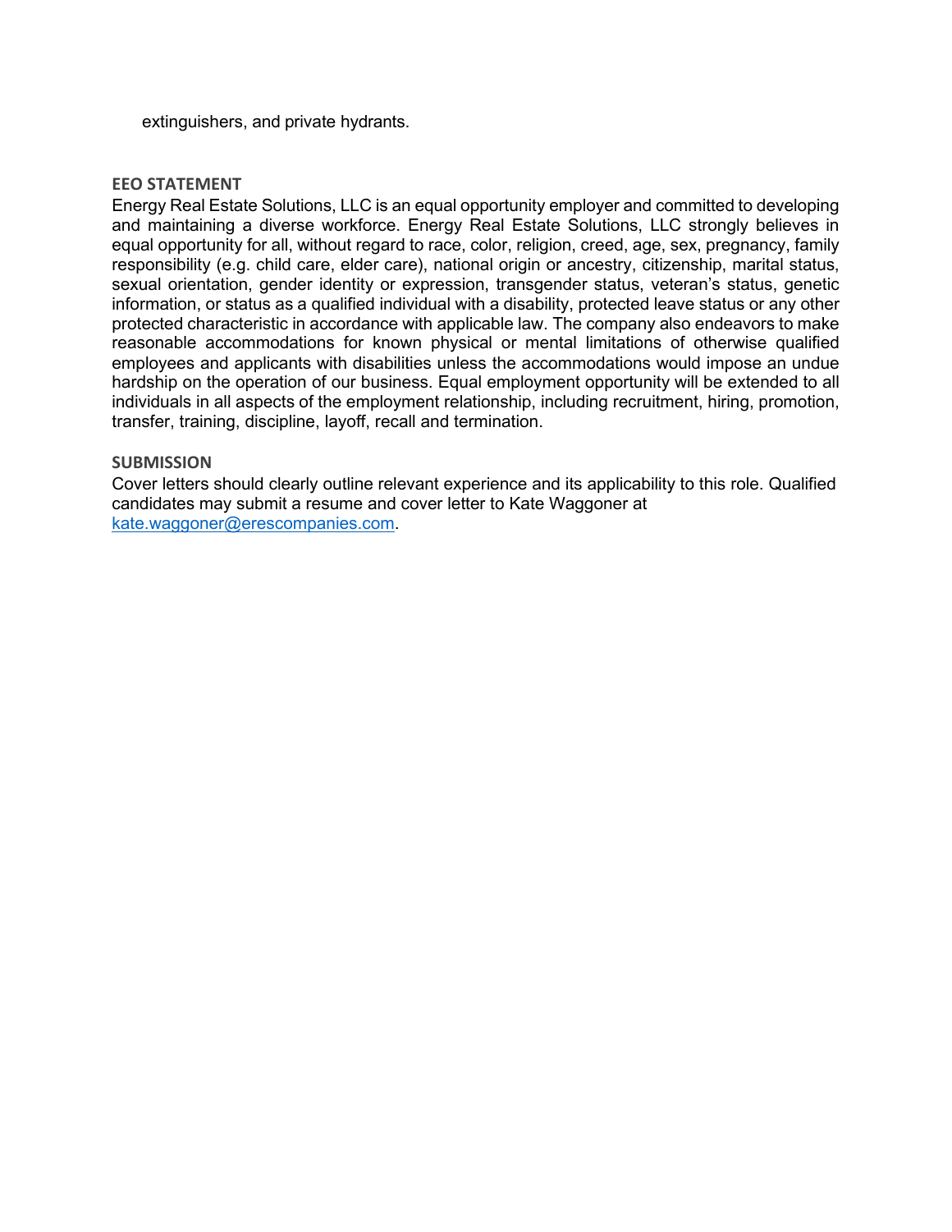extinguishers, and private hydrants.

## EEO STATEMENT

Energy Real Estate Solutions, LLC is an equal opportunity employer and committed to developing and maintaining a diverse workforce. Energy Real Estate Solutions, LLC strongly believes in equal opportunity for all, without regard to race, color, religion, creed, age, sex, pregnancy, family responsibility (e.g. child care, elder care), national origin or ancestry, citizenship, marital status, sexual orientation, gender identity or expression, transgender status, veteran's status, genetic information, or status as a qualified individual with a disability, protected leave status or any other protected characteristic in accordance with applicable law. The company also endeavors to make reasonable accommodations for known physical or mental limitations of otherwise qualified employees and applicants with disabilities unless the accommodations would impose an undue hardship on the operation of our business. Equal employment opportunity will be extended to all individuals in all aspects of the employment relationship, including recruitment, hiring, promotion, transfer, training, discipline, layoff, recall and termination.

## SUBMISSION

Cover letters should clearly outline relevant experience and its applicability to this role. Qualified candidates may submit a resume and cover letter to Kate Waggoner at [kate.waggoner@erescompanies.com](mailto:kate.waggoner@erescompanies.com).